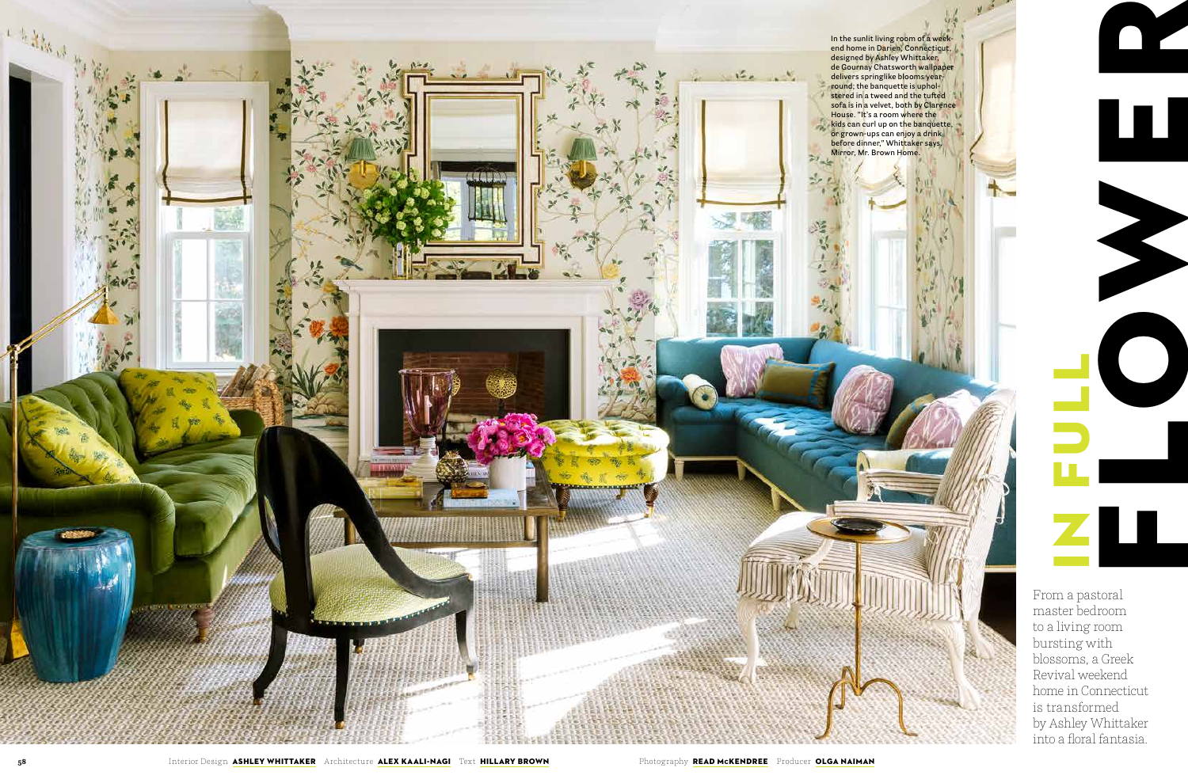# IN FULL FLOWER

From a pastoral master bedroom to a living room bursting with blossoms, a Greek Revival weekend home in Connecticut is transformed by Ashley Whittaker into a floral fantasia.

In the sunlit living room of a weekend home in Darien, Connecticut, designed by Ashley Whittaker, de Gournay Chatsworth wallpaper delivers springlike blooms year-round; the banquette is upholstered in a tweed and the tufted sofa is in a velvet, both by Clarence House. "It's a room where the kids can curl up on the banquette, or grown-ups can enjoy a drink before dinner," Whittaker says. Mirror, Mr. Brown Home.

Interior Design **ASHLEY WHITTAKER** Architecture **ALEX KAALI-NAGI** Text **HILLARY BROWN**

Photography **READ McKENDREE** Producer **OLGA NAIMAN**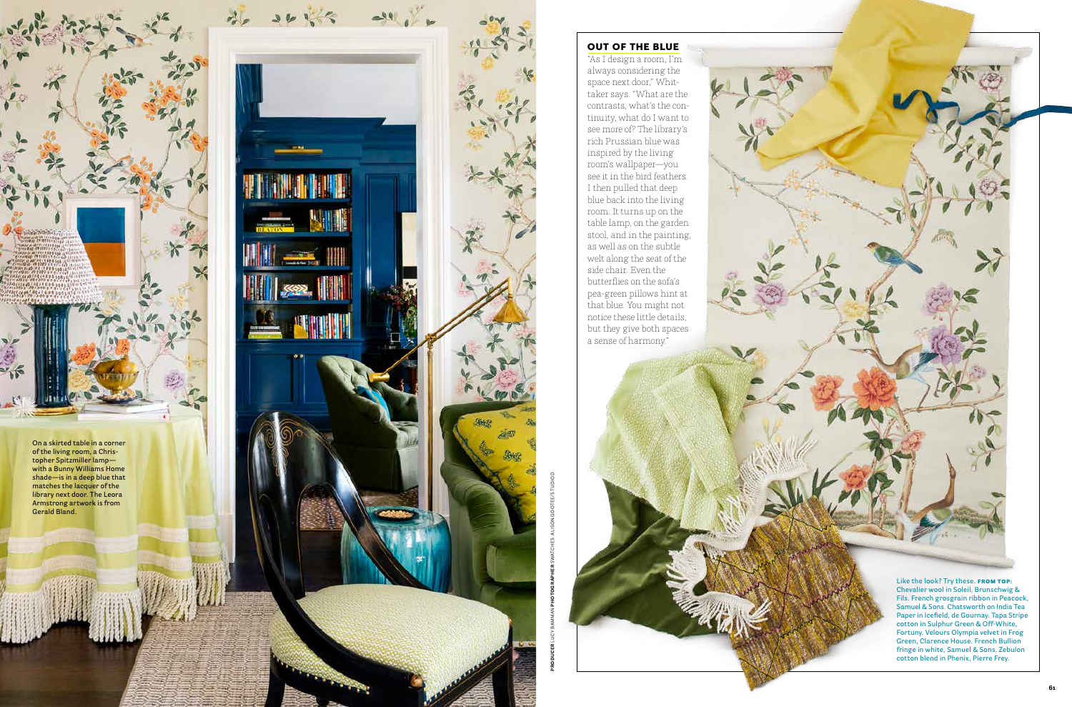## OUT OF THE BLUE

"As I design a room, I'm always considering the space next door," Whittaker says. "What are the contrasts, what's the continuity, what do I want to see more of? The library's rich Prussian blue was inspired by the living room's wallpaper—you see it in the bird feathers. I then pulled that deep blue back into the living room: It turns up on the table lamp, on the garden stool, and in the painting, as well as on the subtle welt along the seat of the side chair. Even the butterflies on the sofa's pea-green pillows hint at that blue. You might not notice these little details, but they give both spaces a sense of harmony."

On a skirted table in a corner of the living room, a Christopher Spitzmiller lamp—with a Bunny Williams Home shade—is in a deep blue that matches the lacquer of the library next door. The Leora Armstrong artwork is from Gerald Bland.

Like the look? Try these. **FROM TOP:** Chevalier wool in Soleil, Brunschwig & Fils. French grosgrain ribbon in Peacock, Samuel & Sons. Chatsworth on India Tea Paper in Icefield, de Gournay. Tapa Stripe cotton in Sulphur Green & Off-White, Fortuny. Velours Olympia velvet in Frog Green, Clarence House. French Bullion fringe in white, Samuel & Sons. Zebulon cotton blend in Phenix, Pierre Frey.

**PRODUCER** LUCY BAMMAN **PHOTOGRAPHER** SWATCHES: ALISON GOOTEE/STUDIO D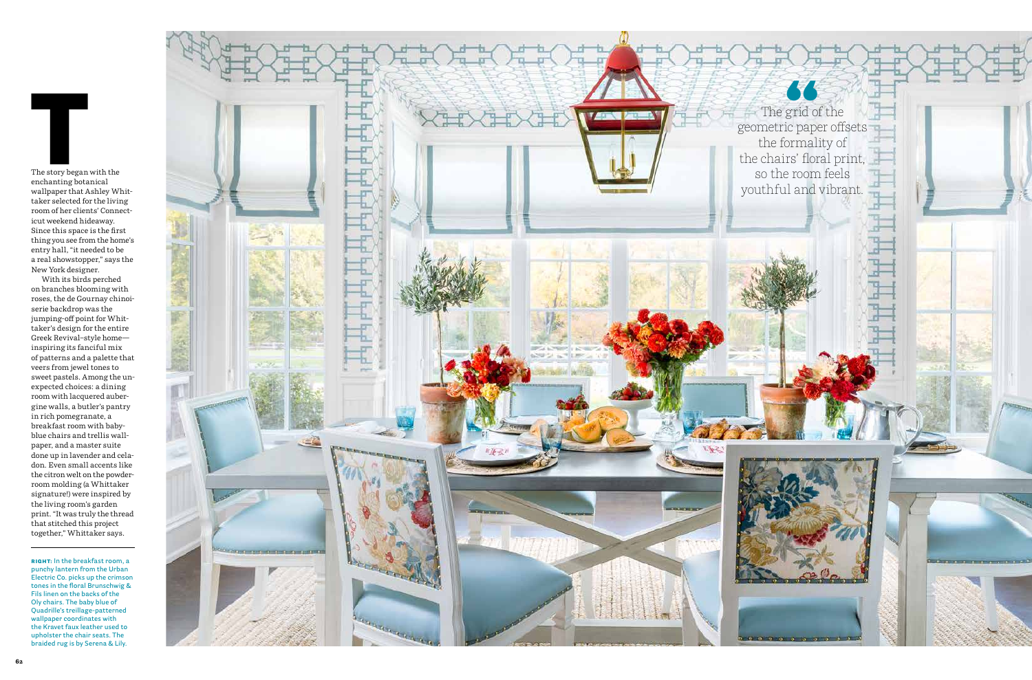The story began with the enchanting botanical wallpaper that Ashley Whittaker selected for the living room of her clients' Connecticut weekend hideaway. Since this space is the first thing you see from the home's entry hall, "it needed to be a real showstopper," says the New York designer.

With its birds perched on branches blooming with roses, the de Gournay chinoiserie backdrop was the jumping-off point for Whittaker's design for the entire Greek Revival–style home—inspiring its fanciful mix of patterns and a palette that veers from jewel tones to sweet pastels. Among the unexpected choices: a dining room with lacquered aubergine walls, a butler's pantry in rich pomegranate, a breakfast room with baby-blue chairs and trellis wallpaper, and a master suite done up in lavender and celadon. Even small accents like the citron welt on the powder-room molding (a Whittaker signature!) were inspired by the living room's garden print. "It was truly the thread that stitched this project together," Whittaker says.

**RIGHT:** In the breakfast room, a punchy lantern from the Urban Electric Co. picks up the crimson tones in the floral Brunschwig & Fils linen on the backs of the Oly chairs. The baby blue of Quadrille's treillage-patterned wallpaper coordinates with the Kravet faux leather used to upholster the chair seats. The braided rug is by Serena & Lily.

> The grid of the geometric paper offsets the formality of the chairs' floral print, so the room feels youthful and vibrant.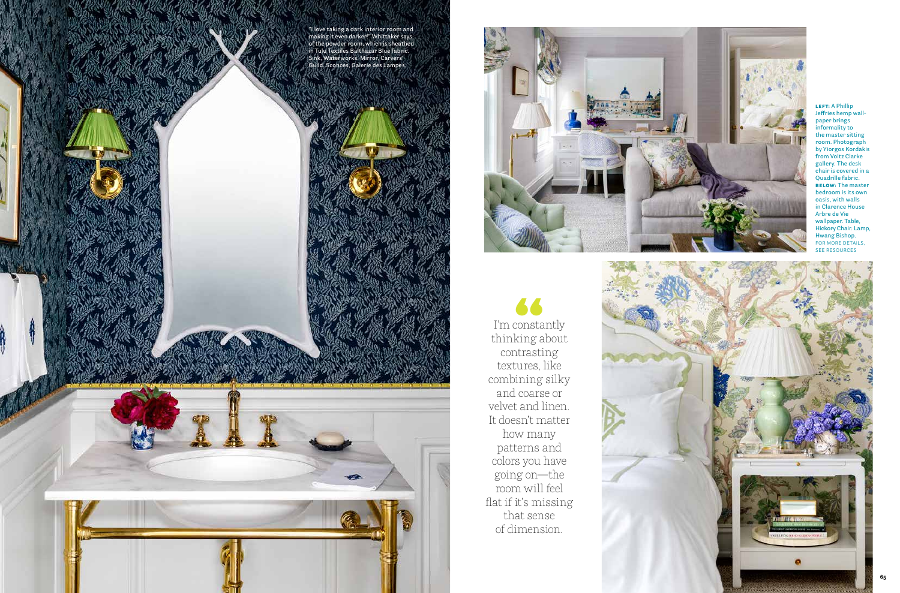"I love taking a dark interior room and making it even darker!" Whittaker says of the powder room, which is sheathed in Tulu Textiles Balthazar Blue fabric. Sink, Waterworks. Mirror, Carvers' Guild. Sconces, Galerie des Lampes.

**LEFT:** A Phillip Jeffries hemp wallpaper brings informality to the master sitting room. Photograph by Yiorgos Kordakis from Voltz Clarke gallery. The desk chair is covered in a Quadrille fabric. **BELOW:** The master bedroom is its own oasis, with walls in Clarence House Arbre de Vie wallpaper. Table, Hickory Chair. Lamp, Hwang Bishop. FOR MORE DETAILS, SEE RESOURCES

> "I'm constantly thinking about contrasting textures, like combining silky and coarse or velvet and linen. It doesn't matter how many patterns and colors you have going on—the room will feel flat if it's missing that sense of dimension.